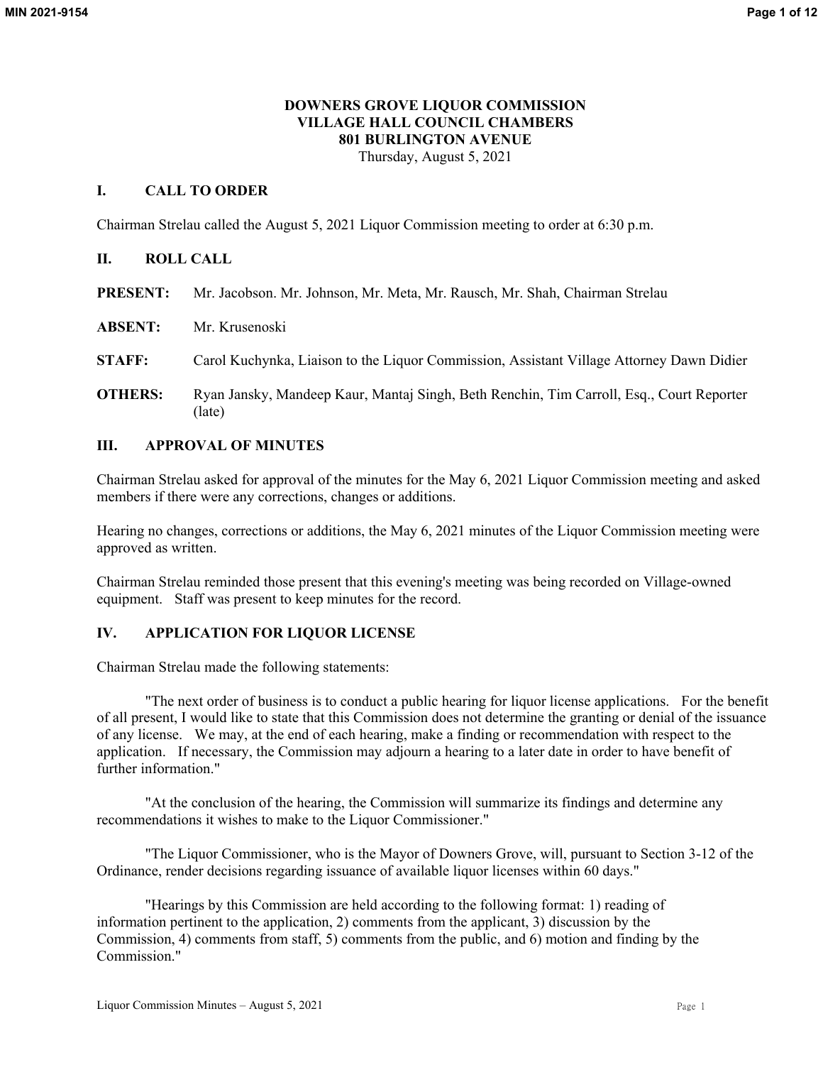**DOWNERS GROVE LIQUOR COMMISSION**
**VILLAGE HALL COUNCIL CHAMBERS**
**801 BURLINGTON AVENUE**
Thursday, August 5, 2021

## I. CALL TO ORDER

Chairman Strelau called the August 5, 2021 Liquor Commission meeting to order at 6:30 p.m.

## II. ROLL CALL

**PRESENT:** Mr. Jacobson. Mr. Johnson, Mr. Meta, Mr. Rausch, Mr. Shah, Chairman Strelau

**ABSENT:** Mr. Krusenoski

**STAFF:** Carol Kuchynka, Liaison to the Liquor Commission, Assistant Village Attorney Dawn Didier

**OTHERS:** Ryan Jansky, Mandeep Kaur, Mantaj Singh, Beth Renchin, Tim Carroll, Esq., Court Reporter (late)

## III. APPROVAL OF MINUTES

Chairman Strelau asked for approval of the minutes for the May 6, 2021 Liquor Commission meeting and asked members if there were any corrections, changes or additions.

Hearing no changes, corrections or additions, the May 6, 2021 minutes of the Liquor Commission meeting were approved as written.

Chairman Strelau reminded those present that this evening's meeting was being recorded on Village-owned equipment. Staff was present to keep minutes for the record.

## IV. APPLICATION FOR LIQUOR LICENSE

Chairman Strelau made the following statements:

"The next order of business is to conduct a public hearing for liquor license applications. For the benefit of all present, I would like to state that this Commission does not determine the granting or denial of the issuance of any license. We may, at the end of each hearing, make a finding or recommendation with respect to the application. If necessary, the Commission may adjourn a hearing to a later date in order to have benefit of further information."

"At the conclusion of the hearing, the Commission will summarize its findings and determine any recommendations it wishes to make to the Liquor Commissioner."

"The Liquor Commissioner, who is the Mayor of Downers Grove, will, pursuant to Section 3-12 of the Ordinance, render decisions regarding issuance of available liquor licenses within 60 days."

"Hearings by this Commission are held according to the following format: 1) reading of information pertinent to the application, 2) comments from the applicant, 3) discussion by the Commission, 4) comments from staff, 5) comments from the public, and 6) motion and finding by the Commission."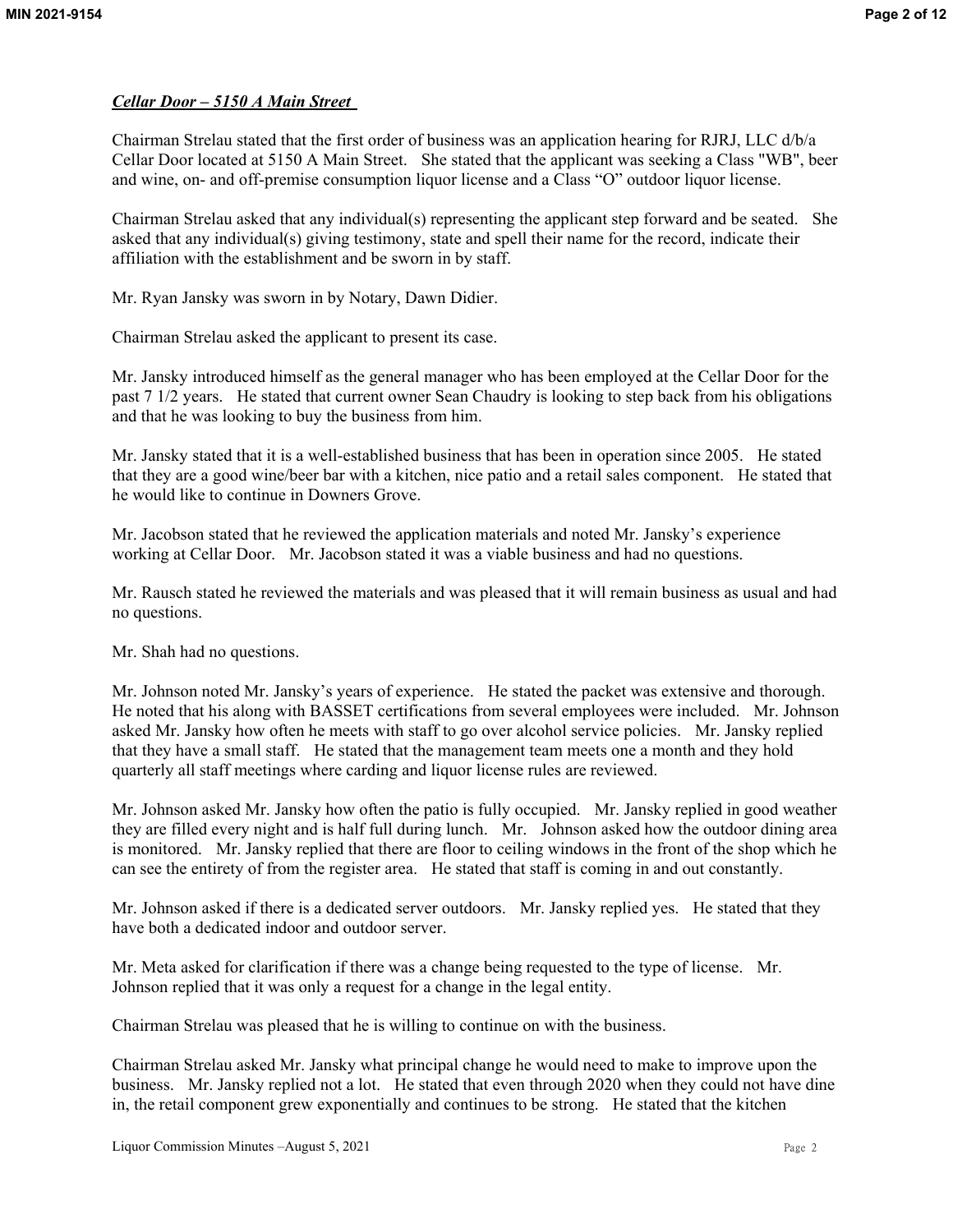***Cellar Door – 5150 A Main Street***

Chairman Strelau stated that the first order of business was an application hearing for RJRJ, LLC d/b/a Cellar Door located at 5150 A Main Street. She stated that the applicant was seeking a Class "WB", beer and wine, on- and off-premise consumption liquor license and a Class "O" outdoor liquor license.

Chairman Strelau asked that any individual(s) representing the applicant step forward and be seated. She asked that any individual(s) giving testimony, state and spell their name for the record, indicate their affiliation with the establishment and be sworn in by staff.

Mr. Ryan Jansky was sworn in by Notary, Dawn Didier.

Chairman Strelau asked the applicant to present its case.

Mr. Jansky introduced himself as the general manager who has been employed at the Cellar Door for the past 7 1/2 years. He stated that current owner Sean Chaudry is looking to step back from his obligations and that he was looking to buy the business from him.

Mr. Jansky stated that it is a well-established business that has been in operation since 2005. He stated that they are a good wine/beer bar with a kitchen, nice patio and a retail sales component. He stated that he would like to continue in Downers Grove.

Mr. Jacobson stated that he reviewed the application materials and noted Mr. Jansky's experience working at Cellar Door. Mr. Jacobson stated it was a viable business and had no questions.

Mr. Rausch stated he reviewed the materials and was pleased that it will remain business as usual and had no questions.

Mr. Shah had no questions.

Mr. Johnson noted Mr. Jansky's years of experience. He stated the packet was extensive and thorough. He noted that his along with BASSET certifications from several employees were included. Mr. Johnson asked Mr. Jansky how often he meets with staff to go over alcohol service policies. Mr. Jansky replied that they have a small staff. He stated that the management team meets one a month and they hold quarterly all staff meetings where carding and liquor license rules are reviewed.

Mr. Johnson asked Mr. Jansky how often the patio is fully occupied. Mr. Jansky replied in good weather they are filled every night and is half full during lunch. Mr. Johnson asked how the outdoor dining area is monitored. Mr. Jansky replied that there are floor to ceiling windows in the front of the shop which he can see the entirety of from the register area. He stated that staff is coming in and out constantly.

Mr. Johnson asked if there is a dedicated server outdoors. Mr. Jansky replied yes. He stated that they have both a dedicated indoor and outdoor server.

Mr. Meta asked for clarification if there was a change being requested to the type of license. Mr. Johnson replied that it was only a request for a change in the legal entity.

Chairman Strelau was pleased that he is willing to continue on with the business.

Chairman Strelau asked Mr. Jansky what principal change he would need to make to improve upon the business. Mr. Jansky replied not a lot. He stated that even through 2020 when they could not have dine in, the retail component grew exponentially and continues to be strong. He stated that the kitchen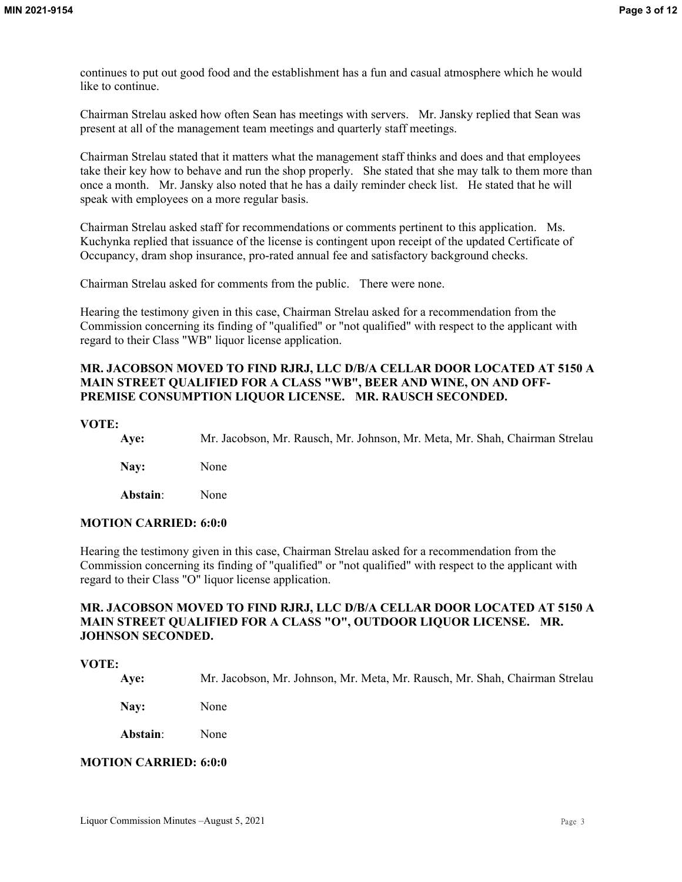continues to put out good food and the establishment has a fun and casual atmosphere which he would like to continue.

Chairman Strelau asked how often Sean has meetings with servers. Mr. Jansky replied that Sean was present at all of the management team meetings and quarterly staff meetings.

Chairman Strelau stated that it matters what the management staff thinks and does and that employees take their key how to behave and run the shop properly. She stated that she may talk to them more than once a month. Mr. Jansky also noted that he has a daily reminder check list. He stated that he will speak with employees on a more regular basis.

Chairman Strelau asked staff for recommendations or comments pertinent to this application. Ms. Kuchynka replied that issuance of the license is contingent upon receipt of the updated Certificate of Occupancy, dram shop insurance, pro-rated annual fee and satisfactory background checks.

Chairman Strelau asked for comments from the public. There were none.

Hearing the testimony given in this case, Chairman Strelau asked for a recommendation from the Commission concerning its finding of "qualified" or "not qualified" with respect to the applicant with regard to their Class "WB" liquor license application.

**MR. JACOBSON MOVED TO FIND RJRJ, LLC D/B/A CELLAR DOOR LOCATED AT 5150 A MAIN STREET QUALIFIED FOR A CLASS "WB", BEER AND WINE, ON AND OFF-PREMISE CONSUMPTION LIQUOR LICENSE. MR. RAUSCH SECONDED.**

**VOTE:**

**Aye:** Mr. Jacobson, Mr. Rausch, Mr. Johnson, Mr. Meta, Mr. Shah, Chairman Strelau

**Nay:** None

**Abstain**: None

**MOTION CARRIED: 6:0:0**

Hearing the testimony given in this case, Chairman Strelau asked for a recommendation from the Commission concerning its finding of "qualified" or "not qualified" with respect to the applicant with regard to their Class "O" liquor license application.

**MR. JACOBSON MOVED TO FIND RJRJ, LLC D/B/A CELLAR DOOR LOCATED AT 5150 A MAIN STREET QUALIFIED FOR A CLASS "O", OUTDOOR LIQUOR LICENSE. MR. JOHNSON SECONDED.**

**VOTE:**

**Aye:** Mr. Jacobson, Mr. Johnson, Mr. Meta, Mr. Rausch, Mr. Shah, Chairman Strelau

**Nay:** None

**Abstain**: None

**MOTION CARRIED: 6:0:0**

Liquor Commission Minutes –August 5, 2021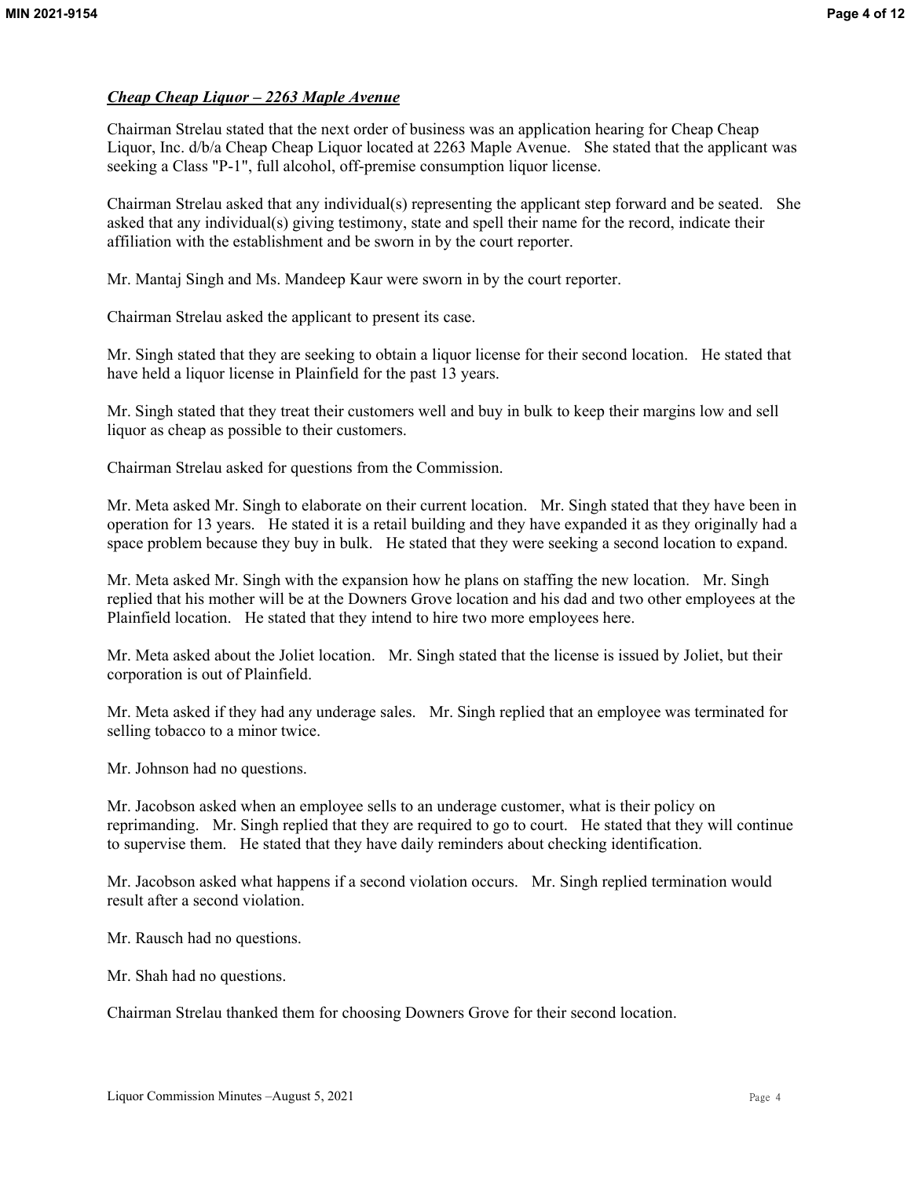***Cheap Cheap Liquor – 2263 Maple Avenue***

Chairman Strelau stated that the next order of business was an application hearing for Cheap Cheap Liquor, Inc. d/b/a Cheap Cheap Liquor located at 2263 Maple Avenue. She stated that the applicant was seeking a Class "P-1", full alcohol, off-premise consumption liquor license.

Chairman Strelau asked that any individual(s) representing the applicant step forward and be seated. She asked that any individual(s) giving testimony, state and spell their name for the record, indicate their affiliation with the establishment and be sworn in by the court reporter.

Mr. Mantaj Singh and Ms. Mandeep Kaur were sworn in by the court reporter.

Chairman Strelau asked the applicant to present its case.

Mr. Singh stated that they are seeking to obtain a liquor license for their second location. He stated that have held a liquor license in Plainfield for the past 13 years.

Mr. Singh stated that they treat their customers well and buy in bulk to keep their margins low and sell liquor as cheap as possible to their customers.

Chairman Strelau asked for questions from the Commission.

Mr. Meta asked Mr. Singh to elaborate on their current location. Mr. Singh stated that they have been in operation for 13 years. He stated it is a retail building and they have expanded it as they originally had a space problem because they buy in bulk. He stated that they were seeking a second location to expand.

Mr. Meta asked Mr. Singh with the expansion how he plans on staffing the new location. Mr. Singh replied that his mother will be at the Downers Grove location and his dad and two other employees at the Plainfield location. He stated that they intend to hire two more employees here.

Mr. Meta asked about the Joliet location. Mr. Singh stated that the license is issued by Joliet, but their corporation is out of Plainfield.

Mr. Meta asked if they had any underage sales. Mr. Singh replied that an employee was terminated for selling tobacco to a minor twice.

Mr. Johnson had no questions.

Mr. Jacobson asked when an employee sells to an underage customer, what is their policy on reprimanding. Mr. Singh replied that they are required to go to court. He stated that they will continue to supervise them. He stated that they have daily reminders about checking identification.

Mr. Jacobson asked what happens if a second violation occurs. Mr. Singh replied termination would result after a second violation.

Mr. Rausch had no questions.

Mr. Shah had no questions.

Chairman Strelau thanked them for choosing Downers Grove for their second location.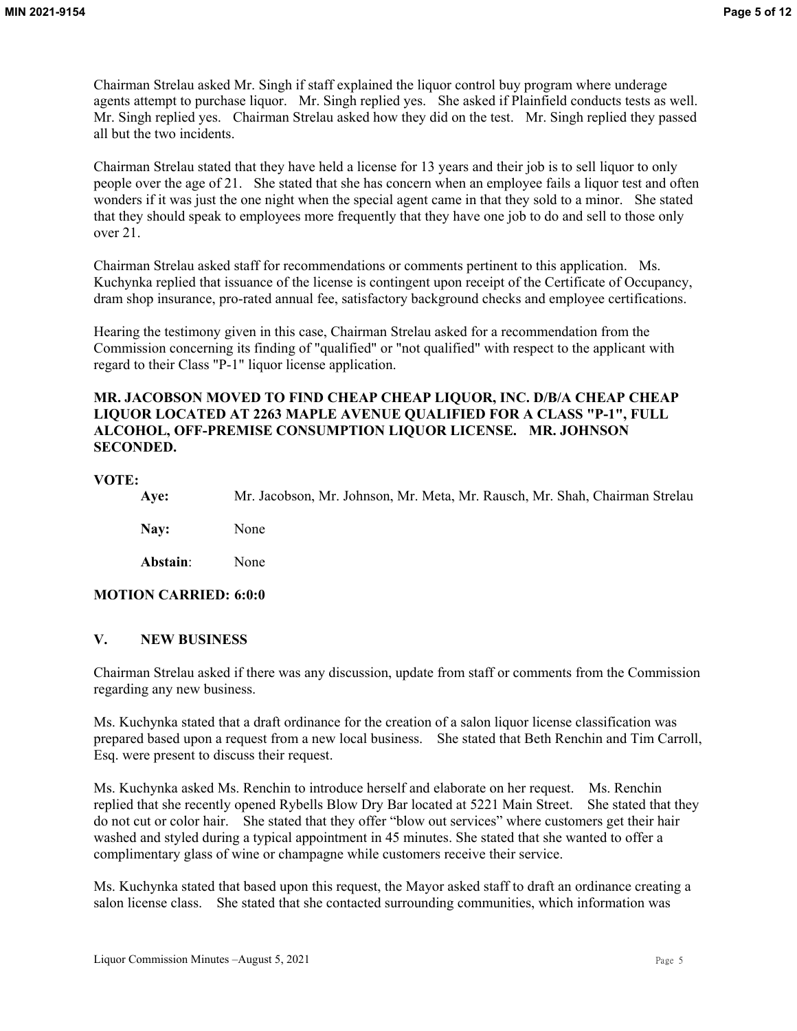Chairman Strelau asked Mr. Singh if staff explained the liquor control buy program where underage agents attempt to purchase liquor. Mr. Singh replied yes. She asked if Plainfield conducts tests as well. Mr. Singh replied yes. Chairman Strelau asked how they did on the test. Mr. Singh replied they passed all but the two incidents.

Chairman Strelau stated that they have held a license for 13 years and their job is to sell liquor to only people over the age of 21. She stated that she has concern when an employee fails a liquor test and often wonders if it was just the one night when the special agent came in that they sold to a minor. She stated that they should speak to employees more frequently that they have one job to do and sell to those only over 21.

Chairman Strelau asked staff for recommendations or comments pertinent to this application. Ms. Kuchynka replied that issuance of the license is contingent upon receipt of the Certificate of Occupancy, dram shop insurance, pro-rated annual fee, satisfactory background checks and employee certifications.

Hearing the testimony given in this case, Chairman Strelau asked for a recommendation from the Commission concerning its finding of "qualified" or "not qualified" with respect to the applicant with regard to their Class "P-1" liquor license application.

**MR. JACOBSON MOVED TO FIND CHEAP CHEAP LIQUOR, INC. D/B/A CHEAP CHEAP LIQUOR LOCATED AT 2263 MAPLE AVENUE QUALIFIED FOR A CLASS "P-1", FULL ALCOHOL, OFF-PREMISE CONSUMPTION LIQUOR LICENSE. MR. JOHNSON SECONDED.**

**VOTE:**

| | |
|---|---|
| **Aye:** | Mr. Jacobson, Mr. Johnson, Mr. Meta, Mr. Rausch, Mr. Shah, Chairman Strelau |
| **Nay:** | None |
| **Abstain**: | None |

**MOTION CARRIED: 6:0:0**

## V. NEW BUSINESS

Chairman Strelau asked if there was any discussion, update from staff or comments from the Commission regarding any new business.

Ms. Kuchynka stated that a draft ordinance for the creation of a salon liquor license classification was prepared based upon a request from a new local business. She stated that Beth Renchin and Tim Carroll, Esq. were present to discuss their request.

Ms. Kuchynka asked Ms. Renchin to introduce herself and elaborate on her request. Ms. Renchin replied that she recently opened Rybells Blow Dry Bar located at 5221 Main Street. She stated that they do not cut or color hair. She stated that they offer "blow out services" where customers get their hair washed and styled during a typical appointment in 45 minutes. She stated that she wanted to offer a complimentary glass of wine or champagne while customers receive their service.

Ms. Kuchynka stated that based upon this request, the Mayor asked staff to draft an ordinance creating a salon license class. She stated that she contacted surrounding communities, which information was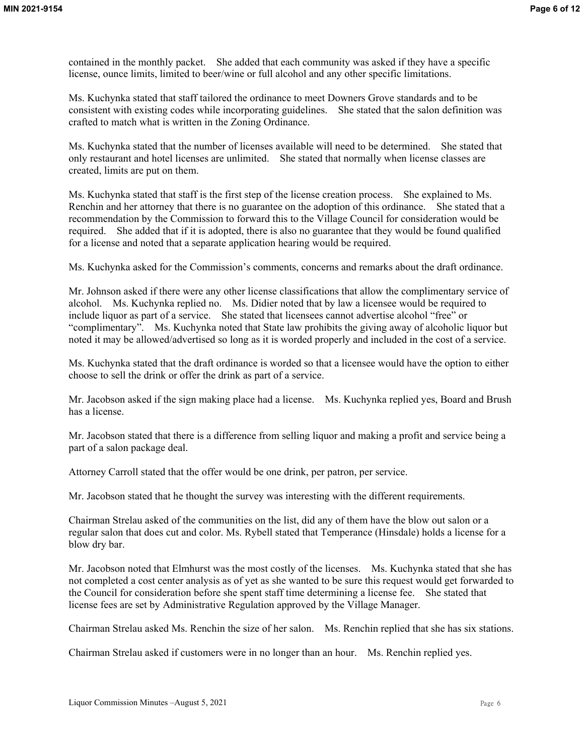contained in the monthly packet. She added that each community was asked if they have a specific license, ounce limits, limited to beer/wine or full alcohol and any other specific limitations.

Ms. Kuchynka stated that staff tailored the ordinance to meet Downers Grove standards and to be consistent with existing codes while incorporating guidelines. She stated that the salon definition was crafted to match what is written in the Zoning Ordinance.

Ms. Kuchynka stated that the number of licenses available will need to be determined. She stated that only restaurant and hotel licenses are unlimited. She stated that normally when license classes are created, limits are put on them.

Ms. Kuchynka stated that staff is the first step of the license creation process. She explained to Ms. Renchin and her attorney that there is no guarantee on the adoption of this ordinance. She stated that a recommendation by the Commission to forward this to the Village Council for consideration would be required. She added that if it is adopted, there is also no guarantee that they would be found qualified for a license and noted that a separate application hearing would be required.

Ms. Kuchynka asked for the Commission's comments, concerns and remarks about the draft ordinance.

Mr. Johnson asked if there were any other license classifications that allow the complimentary service of alcohol. Ms. Kuchynka replied no. Ms. Didier noted that by law a licensee would be required to include liquor as part of a service. She stated that licensees cannot advertise alcohol "free" or "complimentary". Ms. Kuchynka noted that State law prohibits the giving away of alcoholic liquor but noted it may be allowed/advertised so long as it is worded properly and included in the cost of a service.

Ms. Kuchynka stated that the draft ordinance is worded so that a licensee would have the option to either choose to sell the drink or offer the drink as part of a service.

Mr. Jacobson asked if the sign making place had a license. Ms. Kuchynka replied yes, Board and Brush has a license.

Mr. Jacobson stated that there is a difference from selling liquor and making a profit and service being a part of a salon package deal.

Attorney Carroll stated that the offer would be one drink, per patron, per service.

Mr. Jacobson stated that he thought the survey was interesting with the different requirements.

Chairman Strelau asked of the communities on the list, did any of them have the blow out salon or a regular salon that does cut and color. Ms. Rybell stated that Temperance (Hinsdale) holds a license for a blow dry bar.

Mr. Jacobson noted that Elmhurst was the most costly of the licenses. Ms. Kuchynka stated that she has not completed a cost center analysis as of yet as she wanted to be sure this request would get forwarded to the Council for consideration before she spent staff time determining a license fee. She stated that license fees are set by Administrative Regulation approved by the Village Manager.

Chairman Strelau asked Ms. Renchin the size of her salon. Ms. Renchin replied that she has six stations.

Chairman Strelau asked if customers were in no longer than an hour. Ms. Renchin replied yes.

Liquor Commission Minutes –August 5, 2021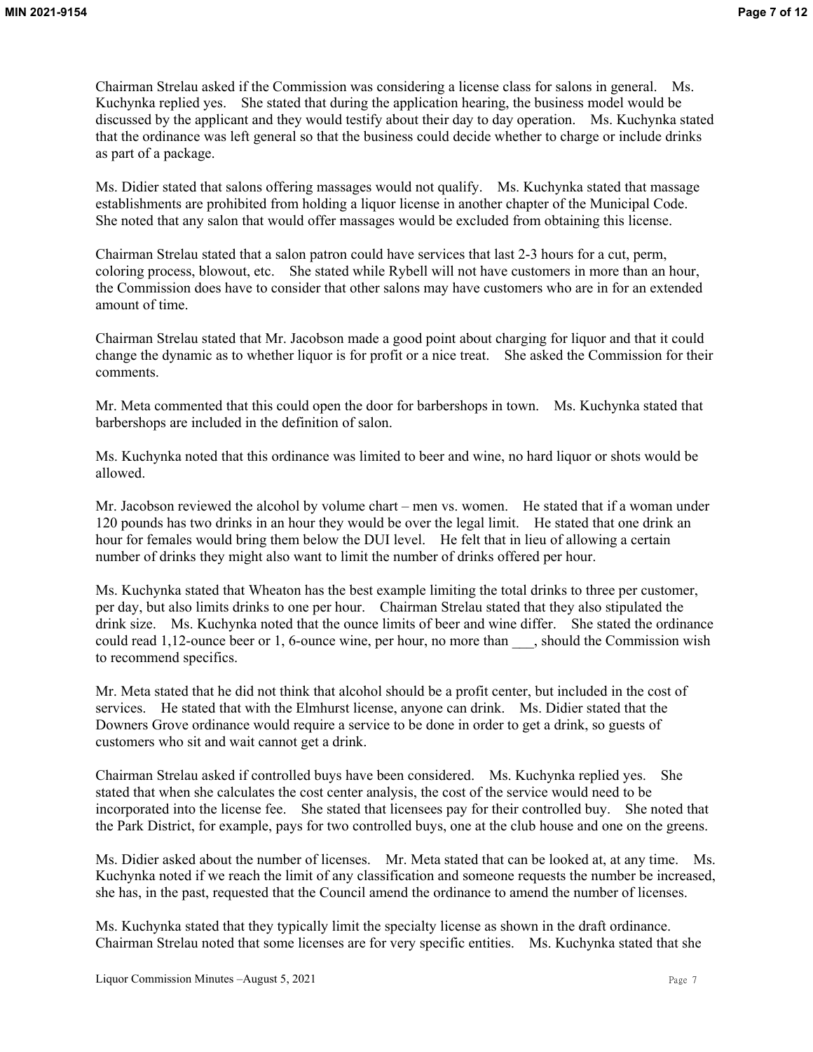Chairman Strelau asked if the Commission was considering a license class for salons in general. Ms. Kuchynka replied yes. She stated that during the application hearing, the business model would be discussed by the applicant and they would testify about their day to day operation. Ms. Kuchynka stated that the ordinance was left general so that the business could decide whether to charge or include drinks as part of a package.

Ms. Didier stated that salons offering massages would not qualify. Ms. Kuchynka stated that massage establishments are prohibited from holding a liquor license in another chapter of the Municipal Code. She noted that any salon that would offer massages would be excluded from obtaining this license.

Chairman Strelau stated that a salon patron could have services that last 2-3 hours for a cut, perm, coloring process, blowout, etc. She stated while Rybell will not have customers in more than an hour, the Commission does have to consider that other salons may have customers who are in for an extended amount of time.

Chairman Strelau stated that Mr. Jacobson made a good point about charging for liquor and that it could change the dynamic as to whether liquor is for profit or a nice treat. She asked the Commission for their comments.

Mr. Meta commented that this could open the door for barbershops in town. Ms. Kuchynka stated that barbershops are included in the definition of salon.

Ms. Kuchynka noted that this ordinance was limited to beer and wine, no hard liquor or shots would be allowed.

Mr. Jacobson reviewed the alcohol by volume chart – men vs. women. He stated that if a woman under 120 pounds has two drinks in an hour they would be over the legal limit. He stated that one drink an hour for females would bring them below the DUI level. He felt that in lieu of allowing a certain number of drinks they might also want to limit the number of drinks offered per hour.

Ms. Kuchynka stated that Wheaton has the best example limiting the total drinks to three per customer, per day, but also limits drinks to one per hour. Chairman Strelau stated that they also stipulated the drink size. Ms. Kuchynka noted that the ounce limits of beer and wine differ. She stated the ordinance could read 1,12-ounce beer or 1, 6-ounce wine, per hour, no more than ___, should the Commission wish to recommend specifics.

Mr. Meta stated that he did not think that alcohol should be a profit center, but included in the cost of services. He stated that with the Elmhurst license, anyone can drink. Ms. Didier stated that the Downers Grove ordinance would require a service to be done in order to get a drink, so guests of customers who sit and wait cannot get a drink.

Chairman Strelau asked if controlled buys have been considered. Ms. Kuchynka replied yes. She stated that when she calculates the cost center analysis, the cost of the service would need to be incorporated into the license fee. She stated that licensees pay for their controlled buy. She noted that the Park District, for example, pays for two controlled buys, one at the club house and one on the greens.

Ms. Didier asked about the number of licenses. Mr. Meta stated that can be looked at, at any time. Ms. Kuchynka noted if we reach the limit of any classification and someone requests the number be increased, she has, in the past, requested that the Council amend the ordinance to amend the number of licenses.

Ms. Kuchynka stated that they typically limit the specialty license as shown in the draft ordinance. Chairman Strelau noted that some licenses are for very specific entities. Ms. Kuchynka stated that she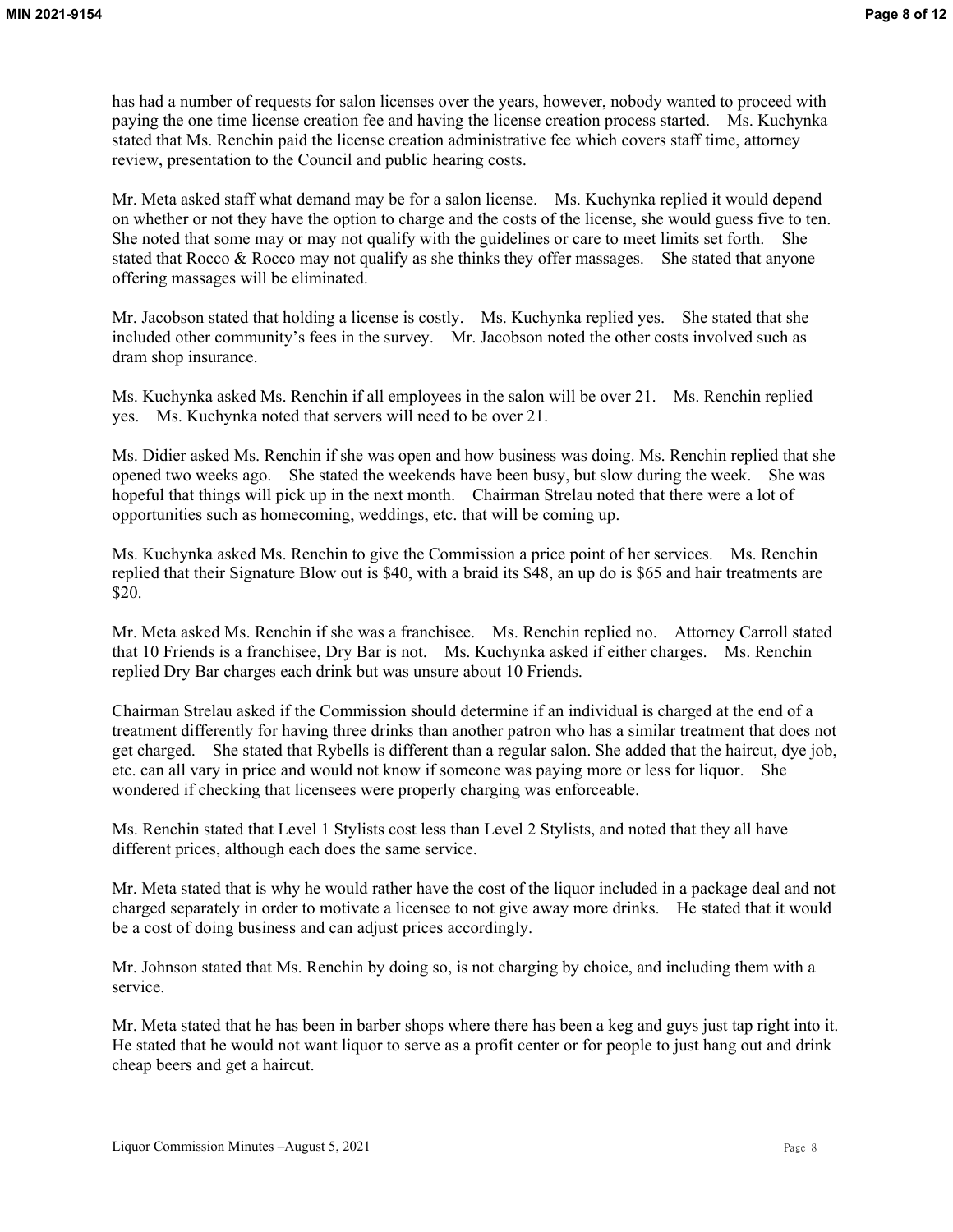has had a number of requests for salon licenses over the years, however, nobody wanted to proceed with paying the one time license creation fee and having the license creation process started. Ms. Kuchynka stated that Ms. Renchin paid the license creation administrative fee which covers staff time, attorney review, presentation to the Council and public hearing costs.

Mr. Meta asked staff what demand may be for a salon license. Ms. Kuchynka replied it would depend on whether or not they have the option to charge and the costs of the license, she would guess five to ten. She noted that some may or may not qualify with the guidelines or care to meet limits set forth. She stated that Rocco & Rocco may not qualify as she thinks they offer massages. She stated that anyone offering massages will be eliminated.

Mr. Jacobson stated that holding a license is costly. Ms. Kuchynka replied yes. She stated that she included other community's fees in the survey. Mr. Jacobson noted the other costs involved such as dram shop insurance.

Ms. Kuchynka asked Ms. Renchin if all employees in the salon will be over 21. Ms. Renchin replied yes. Ms. Kuchynka noted that servers will need to be over 21.

Ms. Didier asked Ms. Renchin if she was open and how business was doing. Ms. Renchin replied that she opened two weeks ago. She stated the weekends have been busy, but slow during the week. She was hopeful that things will pick up in the next month. Chairman Strelau noted that there were a lot of opportunities such as homecoming, weddings, etc. that will be coming up.

Ms. Kuchynka asked Ms. Renchin to give the Commission a price point of her services. Ms. Renchin replied that their Signature Blow out is $40, with a braid its $48, an up do is $65 and hair treatments are $20.

Mr. Meta asked Ms. Renchin if she was a franchisee. Ms. Renchin replied no. Attorney Carroll stated that 10 Friends is a franchisee, Dry Bar is not. Ms. Kuchynka asked if either charges. Ms. Renchin replied Dry Bar charges each drink but was unsure about 10 Friends.

Chairman Strelau asked if the Commission should determine if an individual is charged at the end of a treatment differently for having three drinks than another patron who has a similar treatment that does not get charged. She stated that Rybells is different than a regular salon. She added that the haircut, dye job, etc. can all vary in price and would not know if someone was paying more or less for liquor. She wondered if checking that licensees were properly charging was enforceable.

Ms. Renchin stated that Level 1 Stylists cost less than Level 2 Stylists, and noted that they all have different prices, although each does the same service.

Mr. Meta stated that is why he would rather have the cost of the liquor included in a package deal and not charged separately in order to motivate a licensee to not give away more drinks. He stated that it would be a cost of doing business and can adjust prices accordingly.

Mr. Johnson stated that Ms. Renchin by doing so, is not charging by choice, and including them with a service.

Mr. Meta stated that he has been in barber shops where there has been a keg and guys just tap right into it. He stated that he would not want liquor to serve as a profit center or for people to just hang out and drink cheap beers and get a haircut.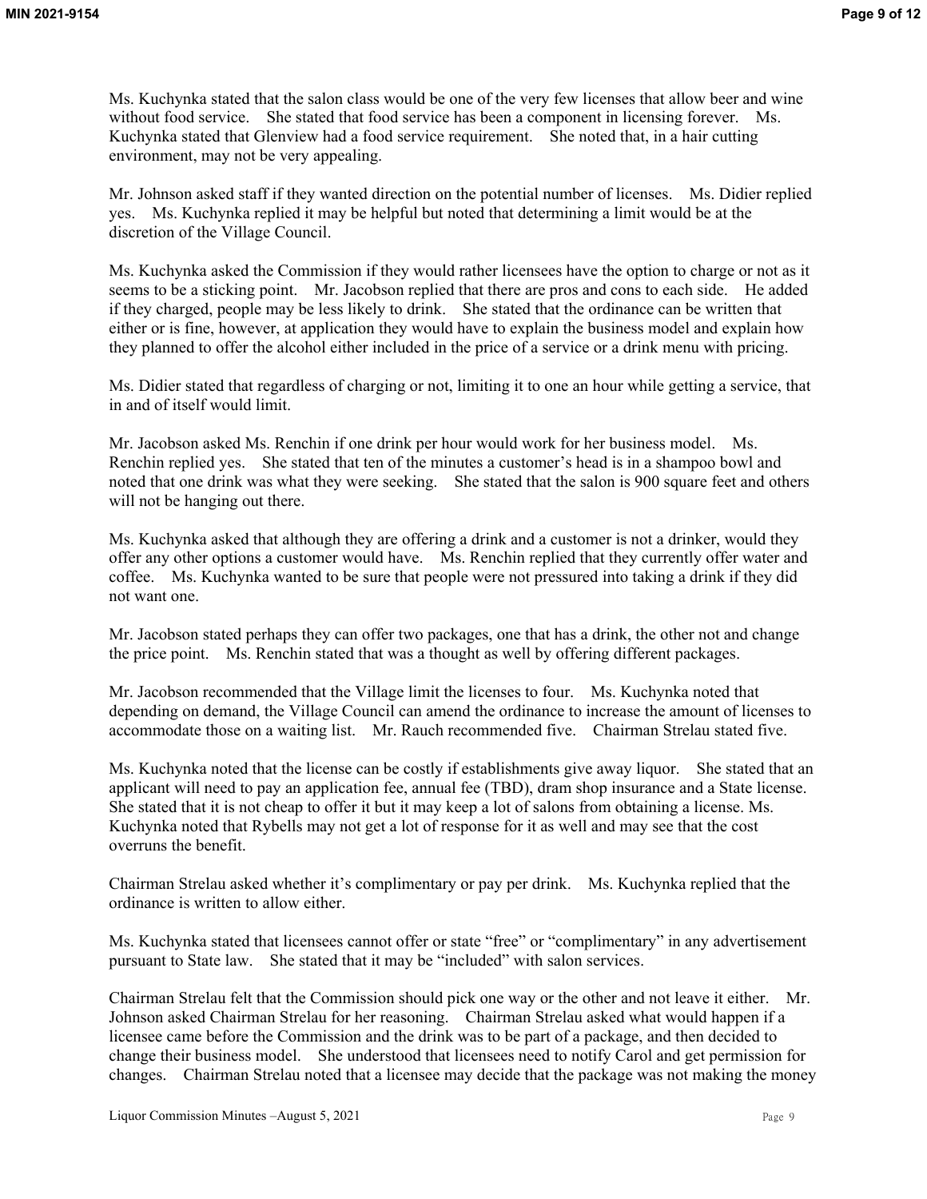Ms. Kuchynka stated that the salon class would be one of the very few licenses that allow beer and wine without food service. She stated that food service has been a component in licensing forever. Ms. Kuchynka stated that Glenview had a food service requirement. She noted that, in a hair cutting environment, may not be very appealing.

Mr. Johnson asked staff if they wanted direction on the potential number of licenses. Ms. Didier replied yes. Ms. Kuchynka replied it may be helpful but noted that determining a limit would be at the discretion of the Village Council.

Ms. Kuchynka asked the Commission if they would rather licensees have the option to charge or not as it seems to be a sticking point. Mr. Jacobson replied that there are pros and cons to each side. He added if they charged, people may be less likely to drink. She stated that the ordinance can be written that either or is fine, however, at application they would have to explain the business model and explain how they planned to offer the alcohol either included in the price of a service or a drink menu with pricing.

Ms. Didier stated that regardless of charging or not, limiting it to one an hour while getting a service, that in and of itself would limit.

Mr. Jacobson asked Ms. Renchin if one drink per hour would work for her business model. Ms. Renchin replied yes. She stated that ten of the minutes a customer's head is in a shampoo bowl and noted that one drink was what they were seeking. She stated that the salon is 900 square feet and others will not be hanging out there.

Ms. Kuchynka asked that although they are offering a drink and a customer is not a drinker, would they offer any other options a customer would have. Ms. Renchin replied that they currently offer water and coffee. Ms. Kuchynka wanted to be sure that people were not pressured into taking a drink if they did not want one.

Mr. Jacobson stated perhaps they can offer two packages, one that has a drink, the other not and change the price point. Ms. Renchin stated that was a thought as well by offering different packages.

Mr. Jacobson recommended that the Village limit the licenses to four. Ms. Kuchynka noted that depending on demand, the Village Council can amend the ordinance to increase the amount of licenses to accommodate those on a waiting list. Mr. Rauch recommended five. Chairman Strelau stated five.

Ms. Kuchynka noted that the license can be costly if establishments give away liquor. She stated that an applicant will need to pay an application fee, annual fee (TBD), dram shop insurance and a State license. She stated that it is not cheap to offer it but it may keep a lot of salons from obtaining a license. Ms. Kuchynka noted that Rybells may not get a lot of response for it as well and may see that the cost overruns the benefit.

Chairman Strelau asked whether it's complimentary or pay per drink. Ms. Kuchynka replied that the ordinance is written to allow either.

Ms. Kuchynka stated that licensees cannot offer or state "free" or "complimentary" in any advertisement pursuant to State law. She stated that it may be "included" with salon services.

Chairman Strelau felt that the Commission should pick one way or the other and not leave it either. Mr. Johnson asked Chairman Strelau for her reasoning. Chairman Strelau asked what would happen if a licensee came before the Commission and the drink was to be part of a package, and then decided to change their business model. She understood that licensees need to notify Carol and get permission for changes. Chairman Strelau noted that a licensee may decide that the package was not making the money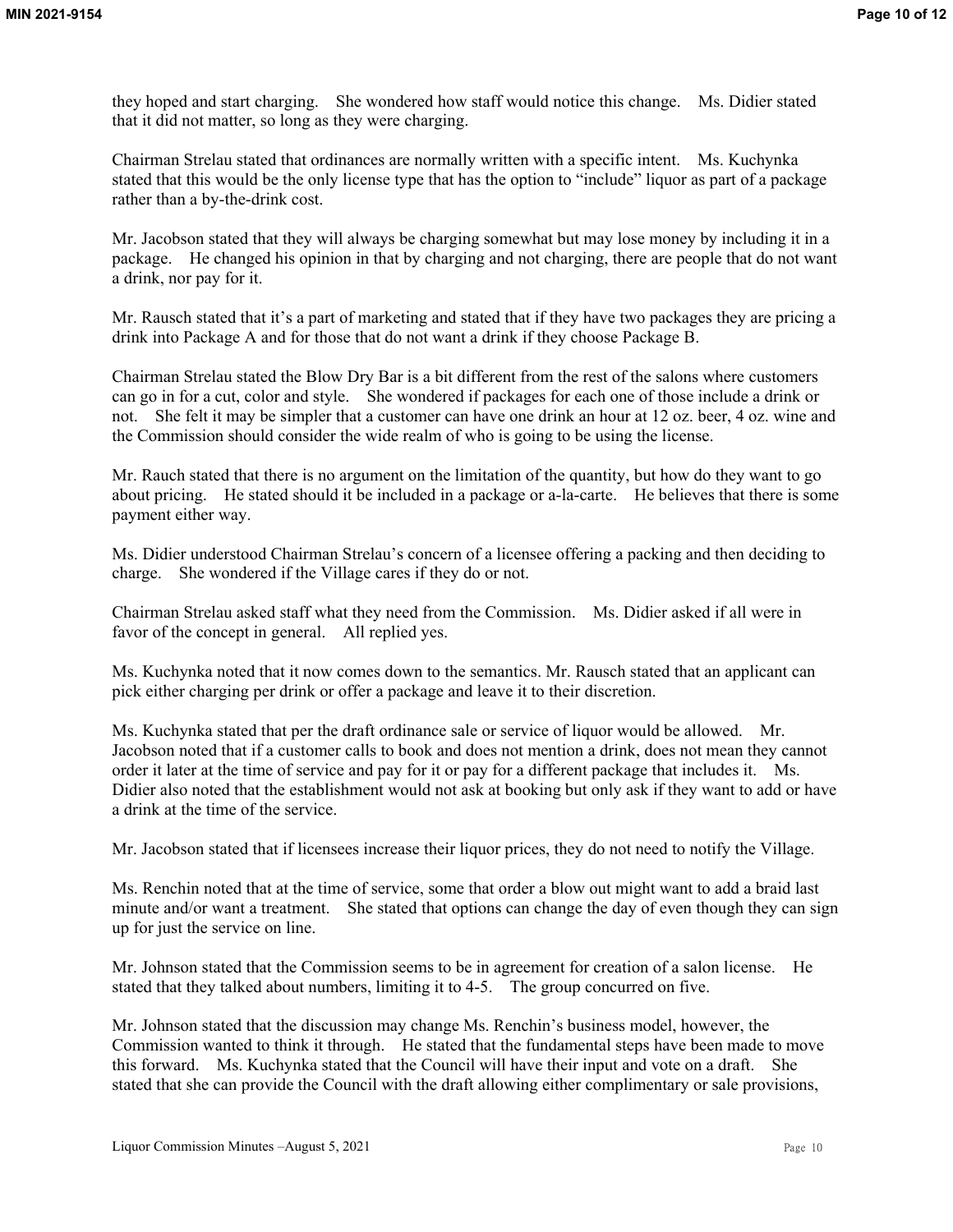they hoped and start charging. She wondered how staff would notice this change. Ms. Didier stated that it did not matter, so long as they were charging.

Chairman Strelau stated that ordinances are normally written with a specific intent. Ms. Kuchynka stated that this would be the only license type that has the option to "include" liquor as part of a package rather than a by-the-drink cost.

Mr. Jacobson stated that they will always be charging somewhat but may lose money by including it in a package. He changed his opinion in that by charging and not charging, there are people that do not want a drink, nor pay for it.

Mr. Rausch stated that it's a part of marketing and stated that if they have two packages they are pricing a drink into Package A and for those that do not want a drink if they choose Package B.

Chairman Strelau stated the Blow Dry Bar is a bit different from the rest of the salons where customers can go in for a cut, color and style. She wondered if packages for each one of those include a drink or not. She felt it may be simpler that a customer can have one drink an hour at 12 oz. beer, 4 oz. wine and the Commission should consider the wide realm of who is going to be using the license.

Mr. Rauch stated that there is no argument on the limitation of the quantity, but how do they want to go about pricing. He stated should it be included in a package or a-la-carte. He believes that there is some payment either way.

Ms. Didier understood Chairman Strelau's concern of a licensee offering a packing and then deciding to charge. She wondered if the Village cares if they do or not.

Chairman Strelau asked staff what they need from the Commission. Ms. Didier asked if all were in favor of the concept in general. All replied yes.

Ms. Kuchynka noted that it now comes down to the semantics. Mr. Rausch stated that an applicant can pick either charging per drink or offer a package and leave it to their discretion.

Ms. Kuchynka stated that per the draft ordinance sale or service of liquor would be allowed. Mr. Jacobson noted that if a customer calls to book and does not mention a drink, does not mean they cannot order it later at the time of service and pay for it or pay for a different package that includes it. Ms. Didier also noted that the establishment would not ask at booking but only ask if they want to add or have a drink at the time of the service.

Mr. Jacobson stated that if licensees increase their liquor prices, they do not need to notify the Village.

Ms. Renchin noted that at the time of service, some that order a blow out might want to add a braid last minute and/or want a treatment. She stated that options can change the day of even though they can sign up for just the service on line.

Mr. Johnson stated that the Commission seems to be in agreement for creation of a salon license. He stated that they talked about numbers, limiting it to 4-5. The group concurred on five.

Mr. Johnson stated that the discussion may change Ms. Renchin's business model, however, the Commission wanted to think it through. He stated that the fundamental steps have been made to move this forward. Ms. Kuchynka stated that the Council will have their input and vote on a draft. She stated that she can provide the Council with the draft allowing either complimentary or sale provisions,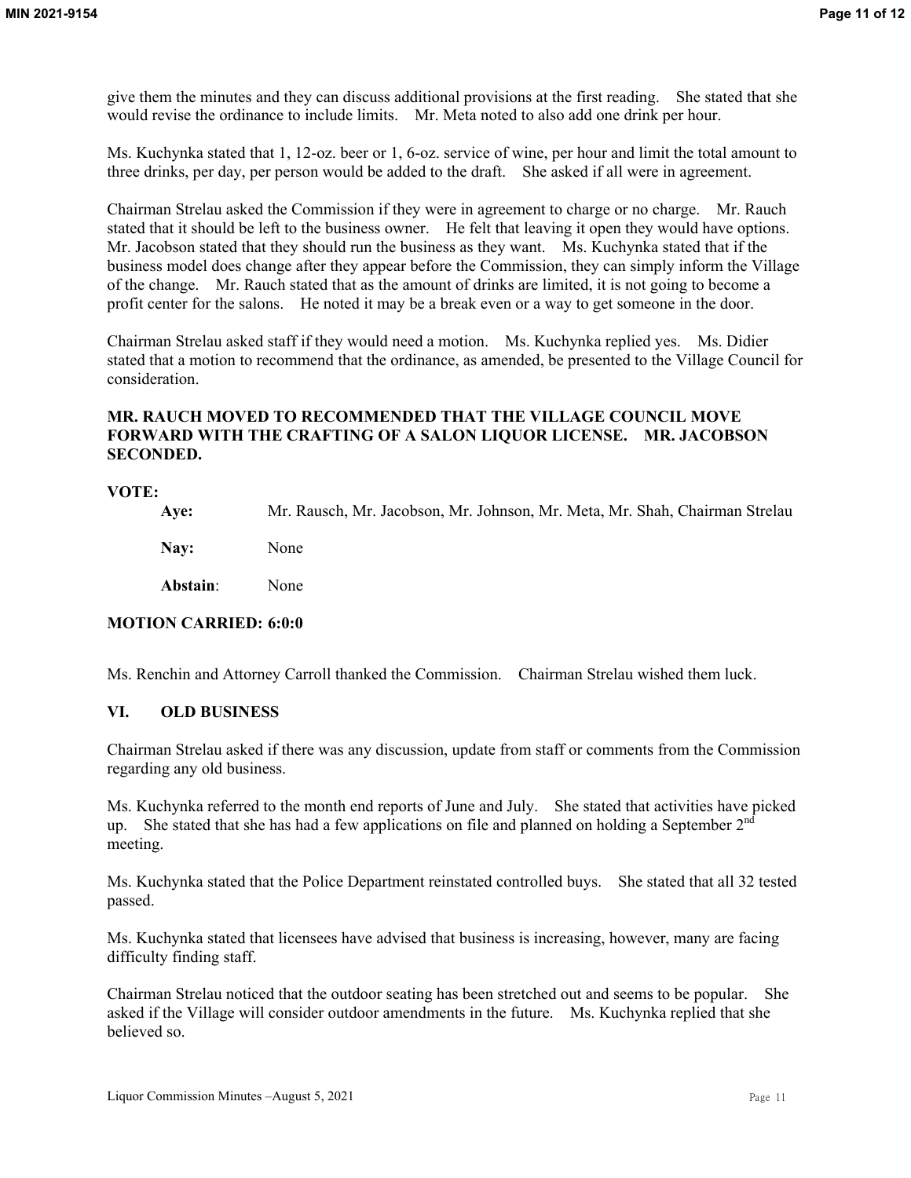give them the minutes and they can discuss additional provisions at the first reading. She stated that she would revise the ordinance to include limits. Mr. Meta noted to also add one drink per hour.

Ms. Kuchynka stated that 1, 12-oz. beer or 1, 6-oz. service of wine, per hour and limit the total amount to three drinks, per day, per person would be added to the draft. She asked if all were in agreement.

Chairman Strelau asked the Commission if they were in agreement to charge or no charge. Mr. Rauch stated that it should be left to the business owner. He felt that leaving it open they would have options. Mr. Jacobson stated that they should run the business as they want. Ms. Kuchynka stated that if the business model does change after they appear before the Commission, they can simply inform the Village of the change. Mr. Rauch stated that as the amount of drinks are limited, it is not going to become a profit center for the salons. He noted it may be a break even or a way to get someone in the door.

Chairman Strelau asked staff if they would need a motion. Ms. Kuchynka replied yes. Ms. Didier stated that a motion to recommend that the ordinance, as amended, be presented to the Village Council for consideration.

**MR. RAUCH MOVED TO RECOMMENDED THAT THE VILLAGE COUNCIL MOVE FORWARD WITH THE CRAFTING OF A SALON LIQUOR LICENSE. MR. JACOBSON SECONDED.**

**VOTE:**

**Aye:** Mr. Rausch, Mr. Jacobson, Mr. Johnson, Mr. Meta, Mr. Shah, Chairman Strelau

**Nay:** None

**Abstain**: None

**MOTION CARRIED: 6:0:0**

Ms. Renchin and Attorney Carroll thanked the Commission. Chairman Strelau wished them luck.

## VI. OLD BUSINESS

Chairman Strelau asked if there was any discussion, update from staff or comments from the Commission regarding any old business.

Ms. Kuchynka referred to the month end reports of June and July. She stated that activities have picked up. She stated that she has had a few applications on file and planned on holding a September 2nd meeting.

Ms. Kuchynka stated that the Police Department reinstated controlled buys. She stated that all 32 tested passed.

Ms. Kuchynka stated that licensees have advised that business is increasing, however, many are facing difficulty finding staff.

Chairman Strelau noticed that the outdoor seating has been stretched out and seems to be popular. She asked if the Village will consider outdoor amendments in the future. Ms. Kuchynka replied that she believed so.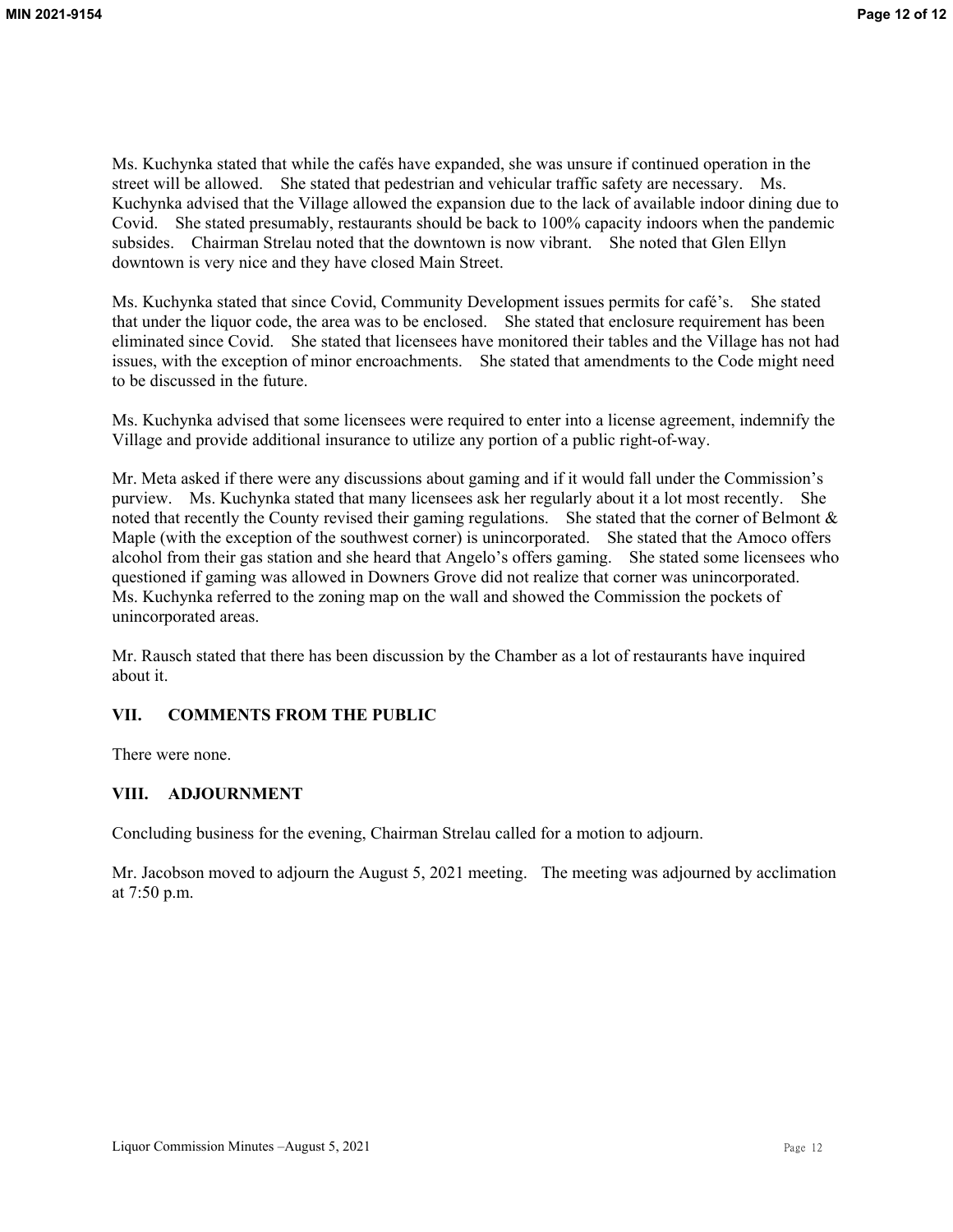Ms. Kuchynka stated that while the cafés have expanded, she was unsure if continued operation in the street will be allowed. She stated that pedestrian and vehicular traffic safety are necessary. Ms. Kuchynka advised that the Village allowed the expansion due to the lack of available indoor dining due to Covid. She stated presumably, restaurants should be back to 100% capacity indoors when the pandemic subsides. Chairman Strelau noted that the downtown is now vibrant. She noted that Glen Ellyn downtown is very nice and they have closed Main Street.

Ms. Kuchynka stated that since Covid, Community Development issues permits for café's. She stated that under the liquor code, the area was to be enclosed. She stated that enclosure requirement has been eliminated since Covid. She stated that licensees have monitored their tables and the Village has not had issues, with the exception of minor encroachments. She stated that amendments to the Code might need to be discussed in the future.

Ms. Kuchynka advised that some licensees were required to enter into a license agreement, indemnify the Village and provide additional insurance to utilize any portion of a public right-of-way.

Mr. Meta asked if there were any discussions about gaming and if it would fall under the Commission's purview. Ms. Kuchynka stated that many licensees ask her regularly about it a lot most recently. She noted that recently the County revised their gaming regulations. She stated that the corner of Belmont & Maple (with the exception of the southwest corner) is unincorporated. She stated that the Amoco offers alcohol from their gas station and she heard that Angelo's offers gaming. She stated some licensees who questioned if gaming was allowed in Downers Grove did not realize that corner was unincorporated. Ms. Kuchynka referred to the zoning map on the wall and showed the Commission the pockets of unincorporated areas.

Mr. Rausch stated that there has been discussion by the Chamber as a lot of restaurants have inquired about it.

### VII. COMMENTS FROM THE PUBLIC

There were none.

### VIII. ADJOURNMENT

Concluding business for the evening, Chairman Strelau called for a motion to adjourn.

Mr. Jacobson moved to adjourn the August 5, 2021 meeting. The meeting was adjourned by acclimation at 7:50 p.m.